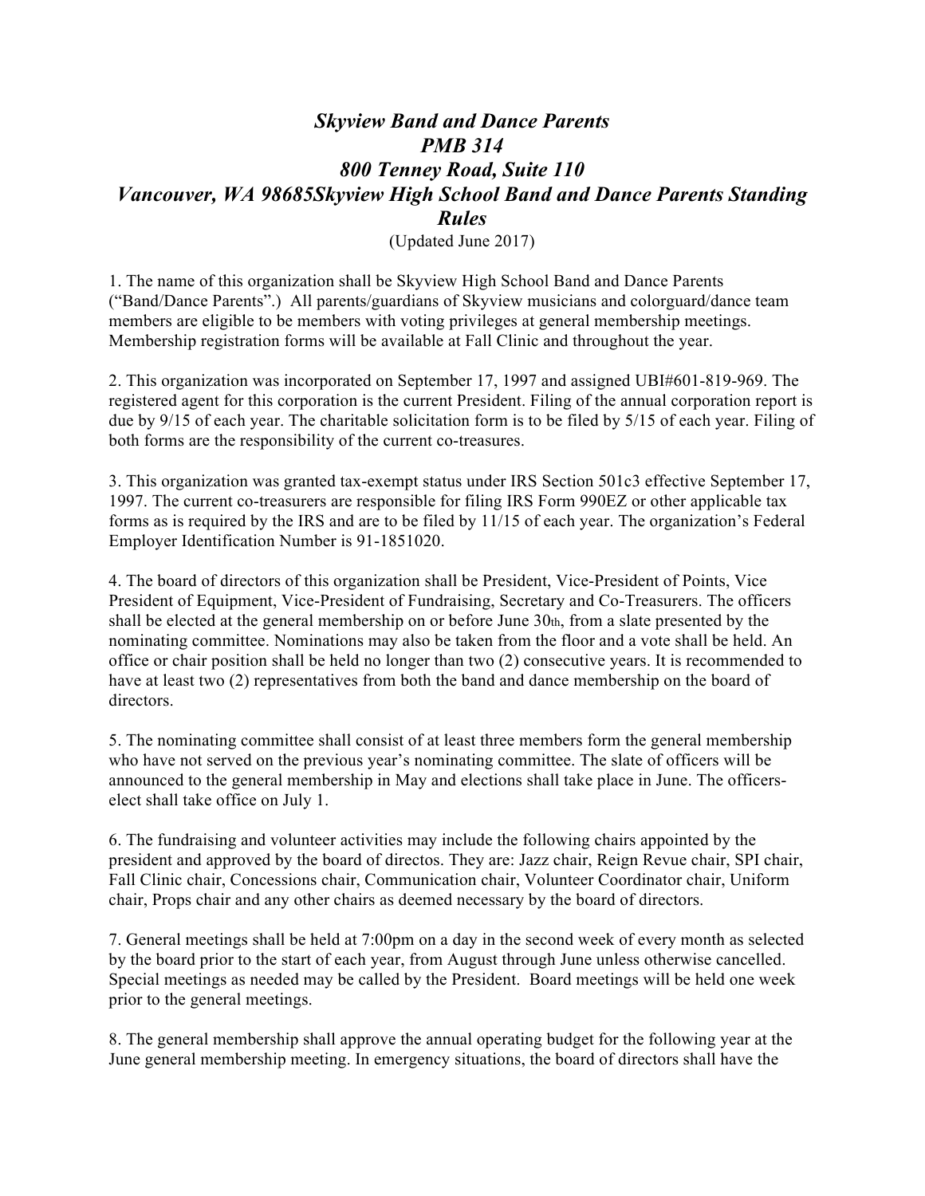# *Skyview Band and Dance Parents*
# *PMB 314*
# *800 Tenney Road, Suite 110*
# *Vancouver, WA 98685Skyview High School Band and Dance Parents Standing Rules*

(Updated June 2017)

1. The name of this organization shall be Skyview High School Band and Dance Parents ("Band/Dance Parents".) All parents/guardians of Skyview musicians and colorguard/dance team members are eligible to be members with voting privileges at general membership meetings. Membership registration forms will be available at Fall Clinic and throughout the year.

2. This organization was incorporated on September 17, 1997 and assigned UBI#601-819-969. The registered agent for this corporation is the current President. Filing of the annual corporation report is due by 9/15 of each year. The charitable solicitation form is to be filed by 5/15 of each year. Filing of both forms are the responsibility of the current co-treasures.

3. This organization was granted tax-exempt status under IRS Section 501c3 effective September 17, 1997. The current co-treasurers are responsible for filing IRS Form 990EZ or other applicable tax forms as is required by the IRS and are to be filed by 11/15 of each year. The organization's Federal Employer Identification Number is 91-1851020.

4. The board of directors of this organization shall be President, Vice-President of Points, Vice President of Equipment, Vice-President of Fundraising, Secretary and Co-Treasurers. The officers shall be elected at the general membership on or before June 30th, from a slate presented by the nominating committee. Nominations may also be taken from the floor and a vote shall be held. An office or chair position shall be held no longer than two (2) consecutive years. It is recommended to have at least two (2) representatives from both the band and dance membership on the board of directors.

5. The nominating committee shall consist of at least three members form the general membership who have not served on the previous year's nominating committee. The slate of officers will be announced to the general membership in May and elections shall take place in June. The officers-elect shall take office on July 1.

6. The fundraising and volunteer activities may include the following chairs appointed by the president and approved by the board of directos. They are: Jazz chair, Reign Revue chair, SPI chair, Fall Clinic chair, Concessions chair, Communication chair, Volunteer Coordinator chair, Uniform chair, Props chair and any other chairs as deemed necessary by the board of directors.

7. General meetings shall be held at 7:00pm on a day in the second week of every month as selected by the board prior to the start of each year, from August through June unless otherwise cancelled. Special meetings as needed may be called by the President. Board meetings will be held one week prior to the general meetings.

8. The general membership shall approve the annual operating budget for the following year at the June general membership meeting. In emergency situations, the board of directors shall have the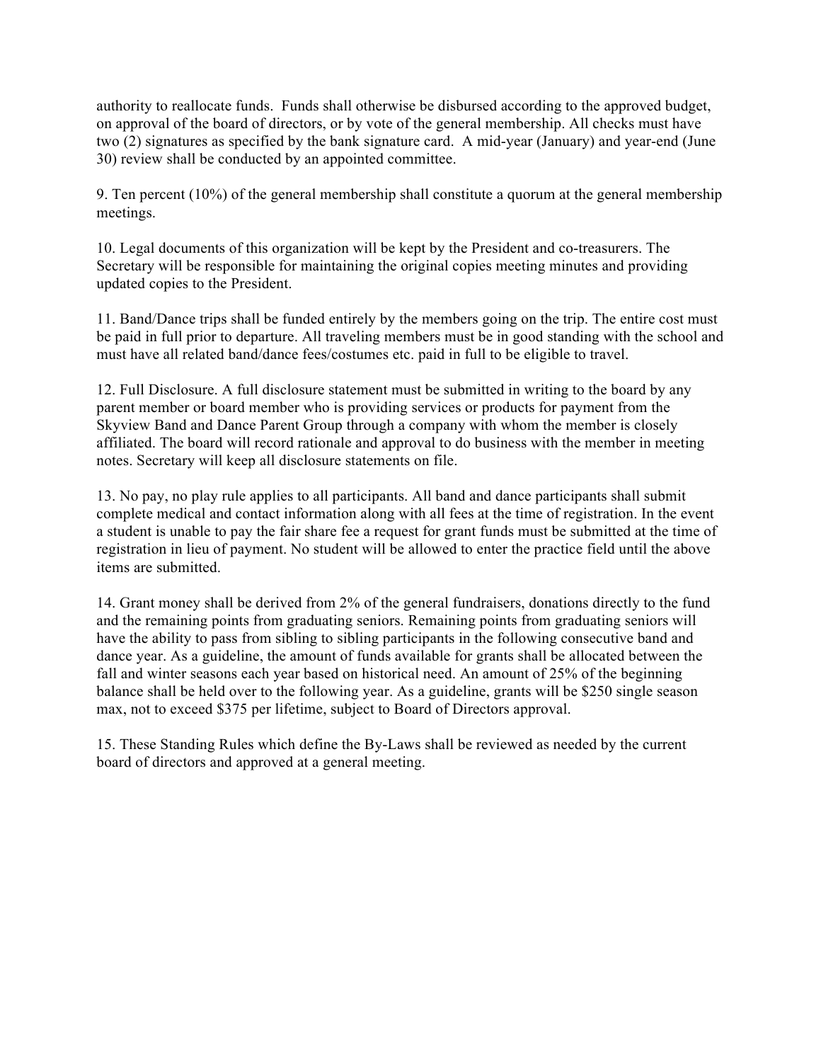authority to reallocate funds. Funds shall otherwise be disbursed according to the approved budget, on approval of the board of directors, or by vote of the general membership. All checks must have two (2) signatures as specified by the bank signature card. A mid-year (January) and year-end (June 30) review shall be conducted by an appointed committee.

9. Ten percent (10%) of the general membership shall constitute a quorum at the general membership meetings.

10. Legal documents of this organization will be kept by the President and co-treasurers. The Secretary will be responsible for maintaining the original copies meeting minutes and providing updated copies to the President.

11. Band/Dance trips shall be funded entirely by the members going on the trip. The entire cost must be paid in full prior to departure. All traveling members must be in good standing with the school and must have all related band/dance fees/costumes etc. paid in full to be eligible to travel.

12. Full Disclosure. A full disclosure statement must be submitted in writing to the board by any parent member or board member who is providing services or products for payment from the Skyview Band and Dance Parent Group through a company with whom the member is closely affiliated. The board will record rationale and approval to do business with the member in meeting notes. Secretary will keep all disclosure statements on file.

13. No pay, no play rule applies to all participants. All band and dance participants shall submit complete medical and contact information along with all fees at the time of registration. In the event a student is unable to pay the fair share fee a request for grant funds must be submitted at the time of registration in lieu of payment. No student will be allowed to enter the practice field until the above items are submitted.

14. Grant money shall be derived from 2% of the general fundraisers, donations directly to the fund and the remaining points from graduating seniors. Remaining points from graduating seniors will have the ability to pass from sibling to sibling participants in the following consecutive band and dance year. As a guideline, the amount of funds available for grants shall be allocated between the fall and winter seasons each year based on historical need. An amount of 25% of the beginning balance shall be held over to the following year. As a guideline, grants will be $250 single season max, not to exceed $375 per lifetime, subject to Board of Directors approval.

15. These Standing Rules which define the By-Laws shall be reviewed as needed by the current board of directors and approved at a general meeting.